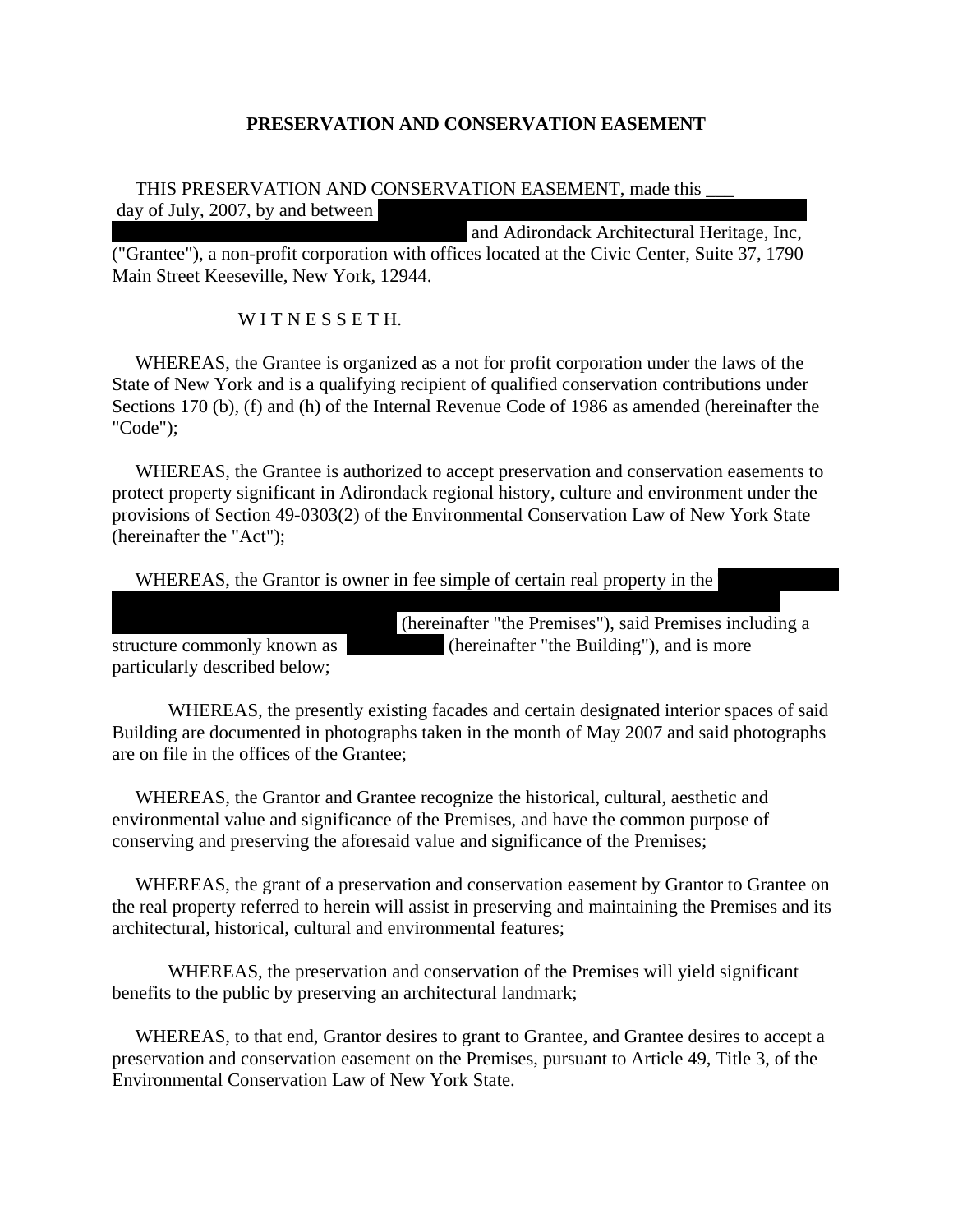**PRESERVATION AND CONSERVATION EASEMENT**

THIS PRESERVATION AND CONSERVATION EASEMENT, made this ___ day of July, 2007, by and between [REDACTED] and Adirondack Architectural Heritage, Inc, ("Grantee"), a non-profit corporation with offices located at the Civic Center, Suite 37, 1790 Main Street Keeseville, New York, 12944.

W I T N E S S E T H.

WHEREAS, the Grantee is organized as a not for profit corporation under the laws of the State of New York and is a qualifying recipient of qualified conservation contributions under Sections 170 (b), (f) and (h) of the Internal Revenue Code of 1986 as amended (hereinafter the "Code");

WHEREAS, the Grantee is authorized to accept preservation and conservation easements to protect property significant in Adirondack regional history, culture and environment under the provisions of Section 49-0303(2) of the Environmental Conservation Law of New York State (hereinafter the "Act");

WHEREAS, the Grantor is owner in fee simple of certain real property in the [REDACTED] (hereinafter "the Premises"), said Premises including a structure commonly known as [REDACTED] (hereinafter "the Building"), and is more particularly described below;

WHEREAS, the presently existing facades and certain designated interior spaces of said Building are documented in photographs taken in the month of May 2007 and said photographs are on file in the offices of the Grantee;

WHEREAS, the Grantor and Grantee recognize the historical, cultural, aesthetic and environmental value and significance of the Premises, and have the common purpose of conserving and preserving the aforesaid value and significance of the Premises;

WHEREAS, the grant of a preservation and conservation easement by Grantor to Grantee on the real property referred to herein will assist in preserving and maintaining the Premises and its architectural, historical, cultural and environmental features;

WHEREAS, the preservation and conservation of the Premises will yield significant benefits to the public by preserving an architectural landmark;

WHEREAS, to that end, Grantor desires to grant to Grantee, and Grantee desires to accept a preservation and conservation easement on the Premises, pursuant to Article 49, Title 3, of the Environmental Conservation Law of New York State.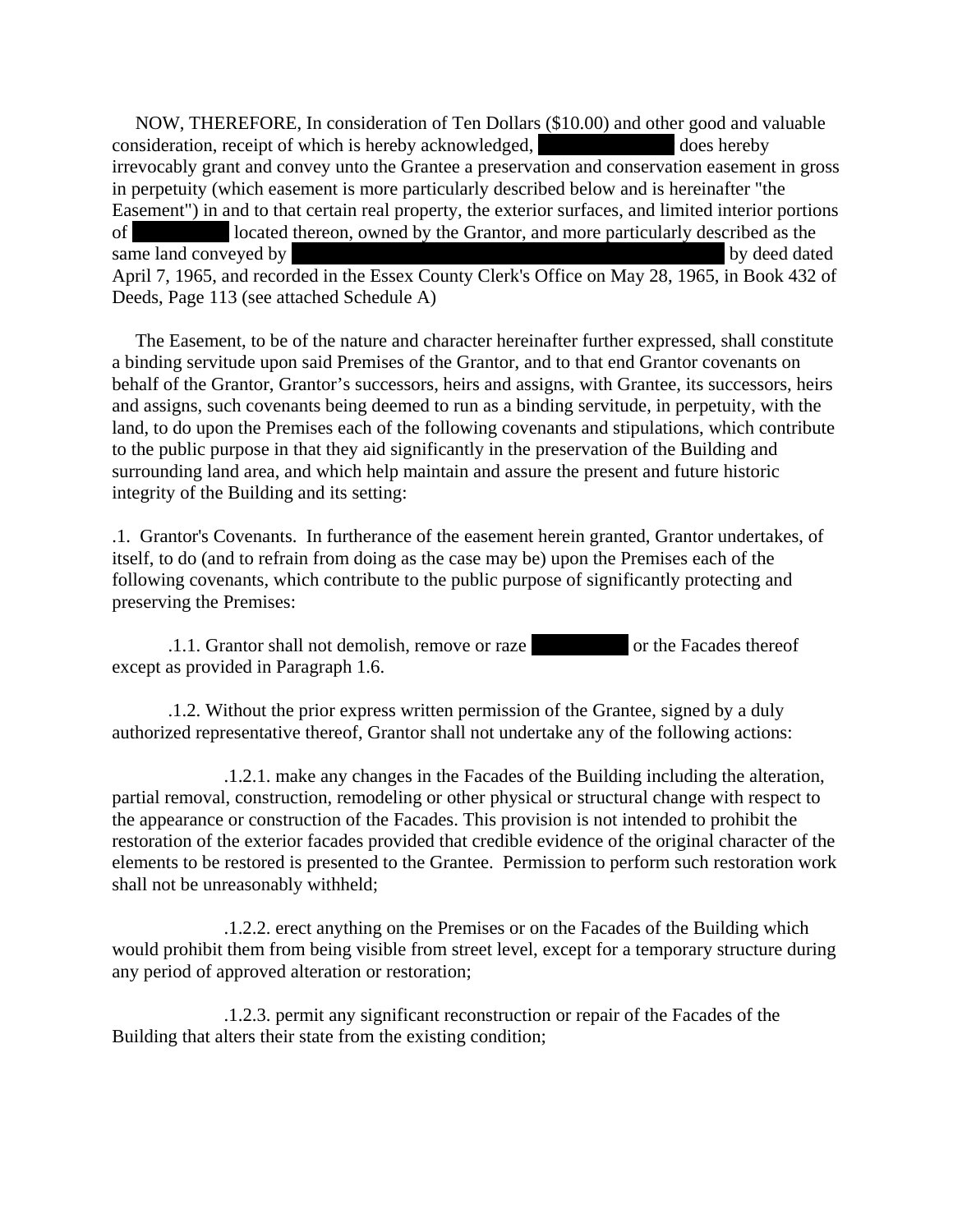NOW, THEREFORE, In consideration of Ten Dollars ($10.00) and other good and valuable consideration, receipt of which is hereby acknowledged, [REDACTED] does hereby irrevocably grant and convey unto the Grantee a preservation and conservation easement in gross in perpetuity (which easement is more particularly described below and is hereinafter "the Easement") in and to that certain real property, the exterior surfaces, and limited interior portions of [REDACTED] located thereon, owned by the Grantor, and more particularly described as the same land conveyed by [REDACTED] by deed dated April 7, 1965, and recorded in the Essex County Clerk's Office on May 28, 1965, in Book 432 of Deeds, Page 113 (see attached Schedule A)

The Easement, to be of the nature and character hereinafter further expressed, shall constitute a binding servitude upon said Premises of the Grantor, and to that end Grantor covenants on behalf of the Grantor, Grantor's successors, heirs and assigns, with Grantee, its successors, heirs and assigns, such covenants being deemed to run as a binding servitude, in perpetuity, with the land, to do upon the Premises each of the following covenants and stipulations, which contribute to the public purpose in that they aid significantly in the preservation of the Building and surrounding land area, and which help maintain and assure the present and future historic integrity of the Building and its setting:

.1. Grantor's Covenants. In furtherance of the easement herein granted, Grantor undertakes, of itself, to do (and to refrain from doing as the case may be) upon the Premises each of the following covenants, which contribute to the public purpose of significantly protecting and preserving the Premises:

.1.1. Grantor shall not demolish, remove or raze [REDACTED] or the Facades thereof except as provided in Paragraph 1.6.

.1.2. Without the prior express written permission of the Grantee, signed by a duly authorized representative thereof, Grantor shall not undertake any of the following actions:

.1.2.1. make any changes in the Facades of the Building including the alteration, partial removal, construction, remodeling or other physical or structural change with respect to the appearance or construction of the Facades. This provision is not intended to prohibit the restoration of the exterior facades provided that credible evidence of the original character of the elements to be restored is presented to the Grantee. Permission to perform such restoration work shall not be unreasonably withheld;

.1.2.2. erect anything on the Premises or on the Facades of the Building which would prohibit them from being visible from street level, except for a temporary structure during any period of approved alteration or restoration;

.1.2.3. permit any significant reconstruction or repair of the Facades of the Building that alters their state from the existing condition;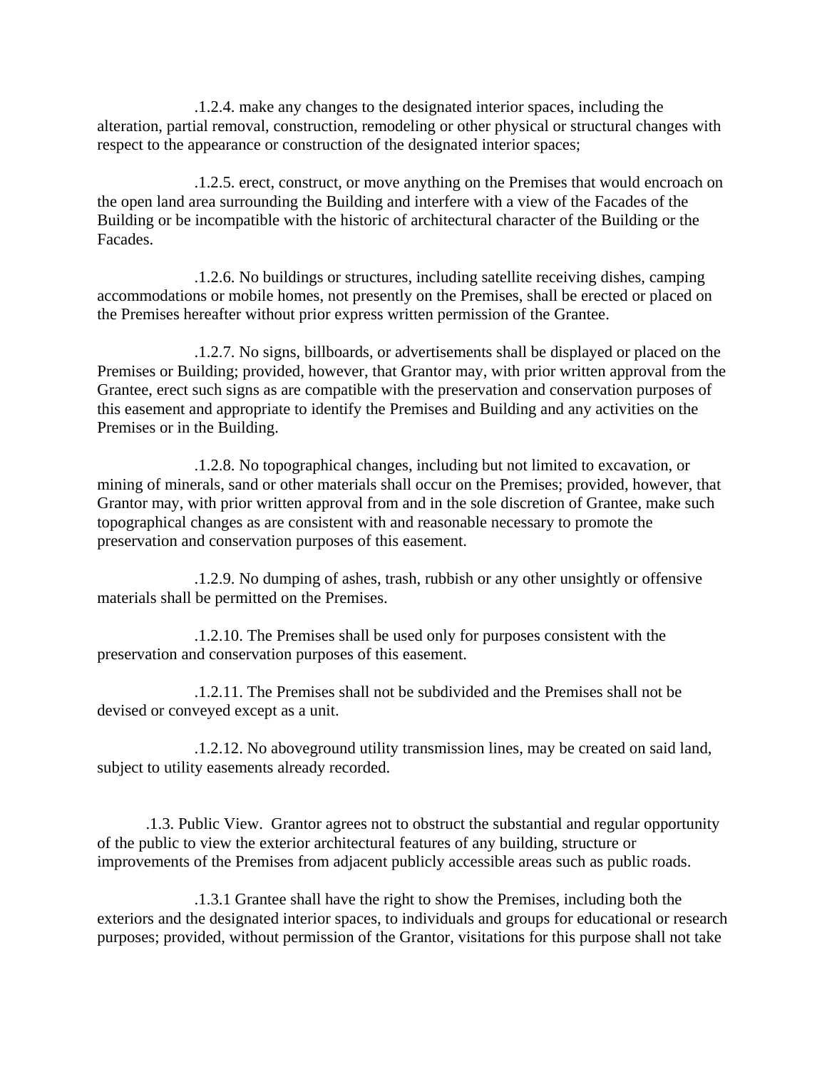.1.2.4. make any changes to the designated interior spaces, including the alteration, partial removal, construction, remodeling or other physical or structural changes with respect to the appearance or construction of the designated interior spaces;

.1.2.5. erect, construct, or move anything on the Premises that would encroach on the open land area surrounding the Building and interfere with a view of the Facades of the Building or be incompatible with the historic of architectural character of the Building or the Facades.

.1.2.6. No buildings or structures, including satellite receiving dishes, camping accommodations or mobile homes, not presently on the Premises, shall be erected or placed on the Premises hereafter without prior express written permission of the Grantee.

.1.2.7. No signs, billboards, or advertisements shall be displayed or placed on the Premises or Building; provided, however, that Grantor may, with prior written approval from the Grantee, erect such signs as are compatible with the preservation and conservation purposes of this easement and appropriate to identify the Premises and Building and any activities on the Premises or in the Building.

.1.2.8. No topographical changes, including but not limited to excavation, or mining of minerals, sand or other materials shall occur on the Premises; provided, however, that Grantor may, with prior written approval from and in the sole discretion of Grantee, make such topographical changes as are consistent with and reasonable necessary to promote the preservation and conservation purposes of this easement.

.1.2.9. No dumping of ashes, trash, rubbish or any other unsightly or offensive materials shall be permitted on the Premises.

.1.2.10. The Premises shall be used only for purposes consistent with the preservation and conservation purposes of this easement.

.1.2.11. The Premises shall not be subdivided and the Premises shall not be devised or conveyed except as a unit.

.1.2.12. No aboveground utility transmission lines, may be created on said land, subject to utility easements already recorded.

.1.3. Public View. Grantor agrees not to obstruct the substantial and regular opportunity of the public to view the exterior architectural features of any building, structure or improvements of the Premises from adjacent publicly accessible areas such as public roads.

.1.3.1 Grantee shall have the right to show the Premises, including both the exteriors and the designated interior spaces, to individuals and groups for educational or research purposes; provided, without permission of the Grantor, visitations for this purpose shall not take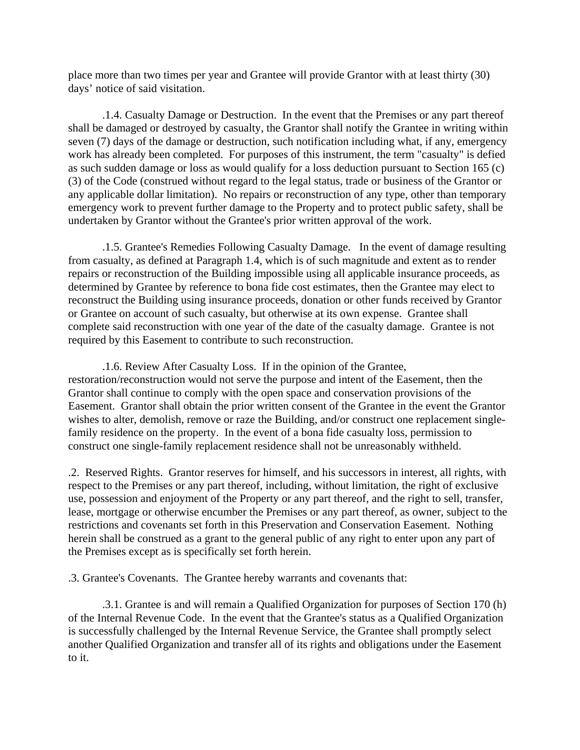place more than two times per year and Grantee will provide Grantor with at least thirty (30) days' notice of said visitation.

.1.4. Casualty Damage or Destruction. In the event that the Premises or any part thereof shall be damaged or destroyed by casualty, the Grantor shall notify the Grantee in writing within seven (7) days of the damage or destruction, such notification including what, if any, emergency work has already been completed. For purposes of this instrument, the term "casualty" is defied as such sudden damage or loss as would qualify for a loss deduction pursuant to Section 165 (c) (3) of the Code (construed without regard to the legal status, trade or business of the Grantor or any applicable dollar limitation). No repairs or reconstruction of any type, other than temporary emergency work to prevent further damage to the Property and to protect public safety, shall be undertaken by Grantor without the Grantee's prior written approval of the work.

.1.5. Grantee's Remedies Following Casualty Damage. In the event of damage resulting from casualty, as defined at Paragraph 1.4, which is of such magnitude and extent as to render repairs or reconstruction of the Building impossible using all applicable insurance proceeds, as determined by Grantee by reference to bona fide cost estimates, then the Grantee may elect to reconstruct the Building using insurance proceeds, donation or other funds received by Grantor or Grantee on account of such casualty, but otherwise at its own expense. Grantee shall complete said reconstruction with one year of the date of the casualty damage. Grantee is not required by this Easement to contribute to such reconstruction.

.1.6. Review After Casualty Loss. If in the opinion of the Grantee, restoration/reconstruction would not serve the purpose and intent of the Easement, then the Grantor shall continue to comply with the open space and conservation provisions of the Easement. Grantor shall obtain the prior written consent of the Grantee in the event the Grantor wishes to alter, demolish, remove or raze the Building, and/or construct one replacement single-family residence on the property. In the event of a bona fide casualty loss, permission to construct one single-family replacement residence shall not be unreasonably withheld.

.2. Reserved Rights. Grantor reserves for himself, and his successors in interest, all rights, with respect to the Premises or any part thereof, including, without limitation, the right of exclusive use, possession and enjoyment of the Property or any part thereof, and the right to sell, transfer, lease, mortgage or otherwise encumber the Premises or any part thereof, as owner, subject to the restrictions and covenants set forth in this Preservation and Conservation Easement. Nothing herein shall be construed as a grant to the general public of any right to enter upon any part of the Premises except as is specifically set forth herein.

.3. Grantee's Covenants. The Grantee hereby warrants and covenants that:

.3.1. Grantee is and will remain a Qualified Organization for purposes of Section 170 (h) of the Internal Revenue Code. In the event that the Grantee's status as a Qualified Organization is successfully challenged by the Internal Revenue Service, the Grantee shall promptly select another Qualified Organization and transfer all of its rights and obligations under the Easement to it.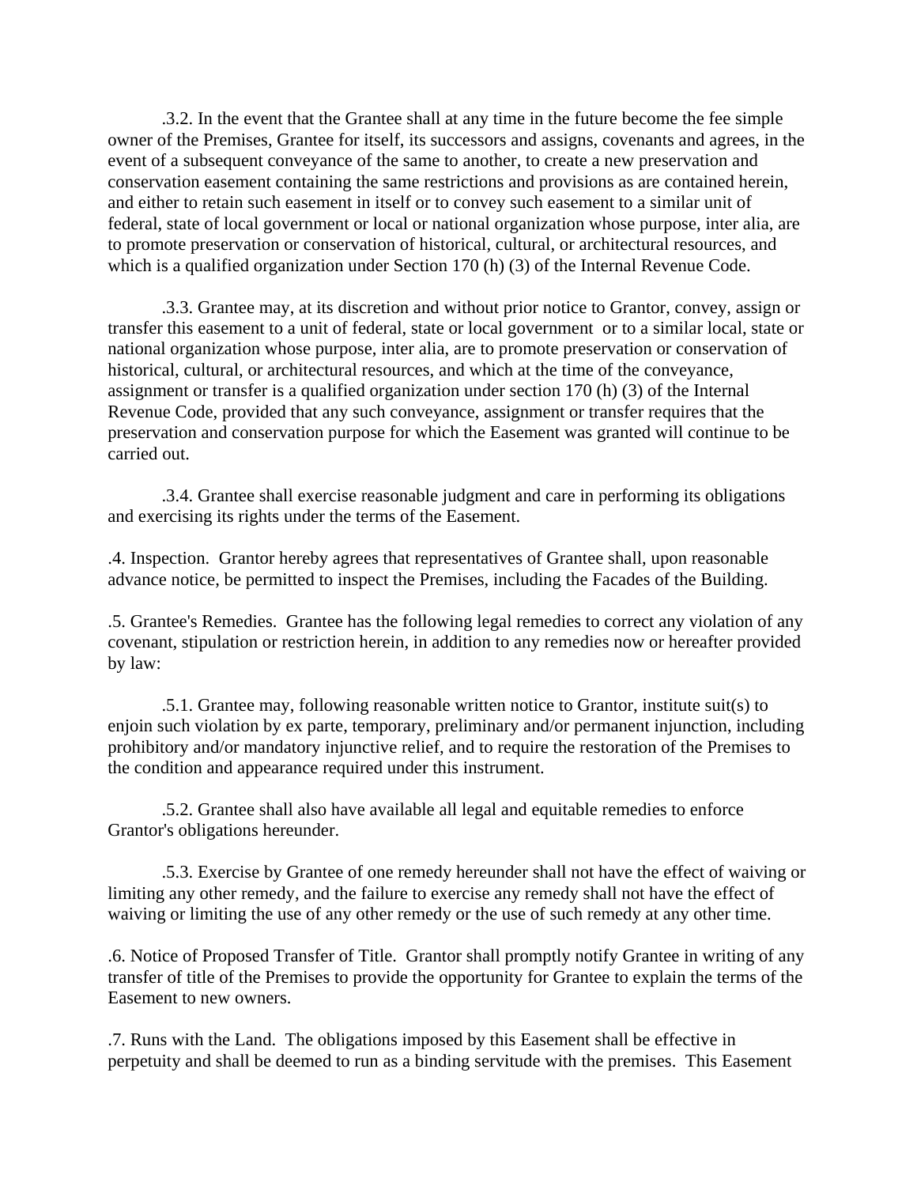.3.2. In the event that the Grantee shall at any time in the future become the fee simple owner of the Premises, Grantee for itself, its successors and assigns, covenants and agrees, in the event of a subsequent conveyance of the same to another, to create a new preservation and conservation easement containing the same restrictions and provisions as are contained herein, and either to retain such easement in itself or to convey such easement to a similar unit of federal, state of local government or local or national organization whose purpose, inter alia, are to promote preservation or conservation of historical, cultural, or architectural resources, and which is a qualified organization under Section 170 (h) (3) of the Internal Revenue Code.

.3.3. Grantee may, at its discretion and without prior notice to Grantor, convey, assign or transfer this easement to a unit of federal, state or local government or to a similar local, state or national organization whose purpose, inter alia, are to promote preservation or conservation of historical, cultural, or architectural resources, and which at the time of the conveyance, assignment or transfer is a qualified organization under section 170 (h) (3) of the Internal Revenue Code, provided that any such conveyance, assignment or transfer requires that the preservation and conservation purpose for which the Easement was granted will continue to be carried out.

.3.4. Grantee shall exercise reasonable judgment and care in performing its obligations and exercising its rights under the terms of the Easement.

.4. Inspection. Grantor hereby agrees that representatives of Grantee shall, upon reasonable advance notice, be permitted to inspect the Premises, including the Facades of the Building.

.5. Grantee's Remedies. Grantee has the following legal remedies to correct any violation of any covenant, stipulation or restriction herein, in addition to any remedies now or hereafter provided by law:

.5.1. Grantee may, following reasonable written notice to Grantor, institute suit(s) to enjoin such violation by ex parte, temporary, preliminary and/or permanent injunction, including prohibitory and/or mandatory injunctive relief, and to require the restoration of the Premises to the condition and appearance required under this instrument.

.5.2. Grantee shall also have available all legal and equitable remedies to enforce Grantor's obligations hereunder.

.5.3. Exercise by Grantee of one remedy hereunder shall not have the effect of waiving or limiting any other remedy, and the failure to exercise any remedy shall not have the effect of waiving or limiting the use of any other remedy or the use of such remedy at any other time.

.6. Notice of Proposed Transfer of Title. Grantor shall promptly notify Grantee in writing of any transfer of title of the Premises to provide the opportunity for Grantee to explain the terms of the Easement to new owners.

.7. Runs with the Land. The obligations imposed by this Easement shall be effective in perpetuity and shall be deemed to run as a binding servitude with the premises. This Easement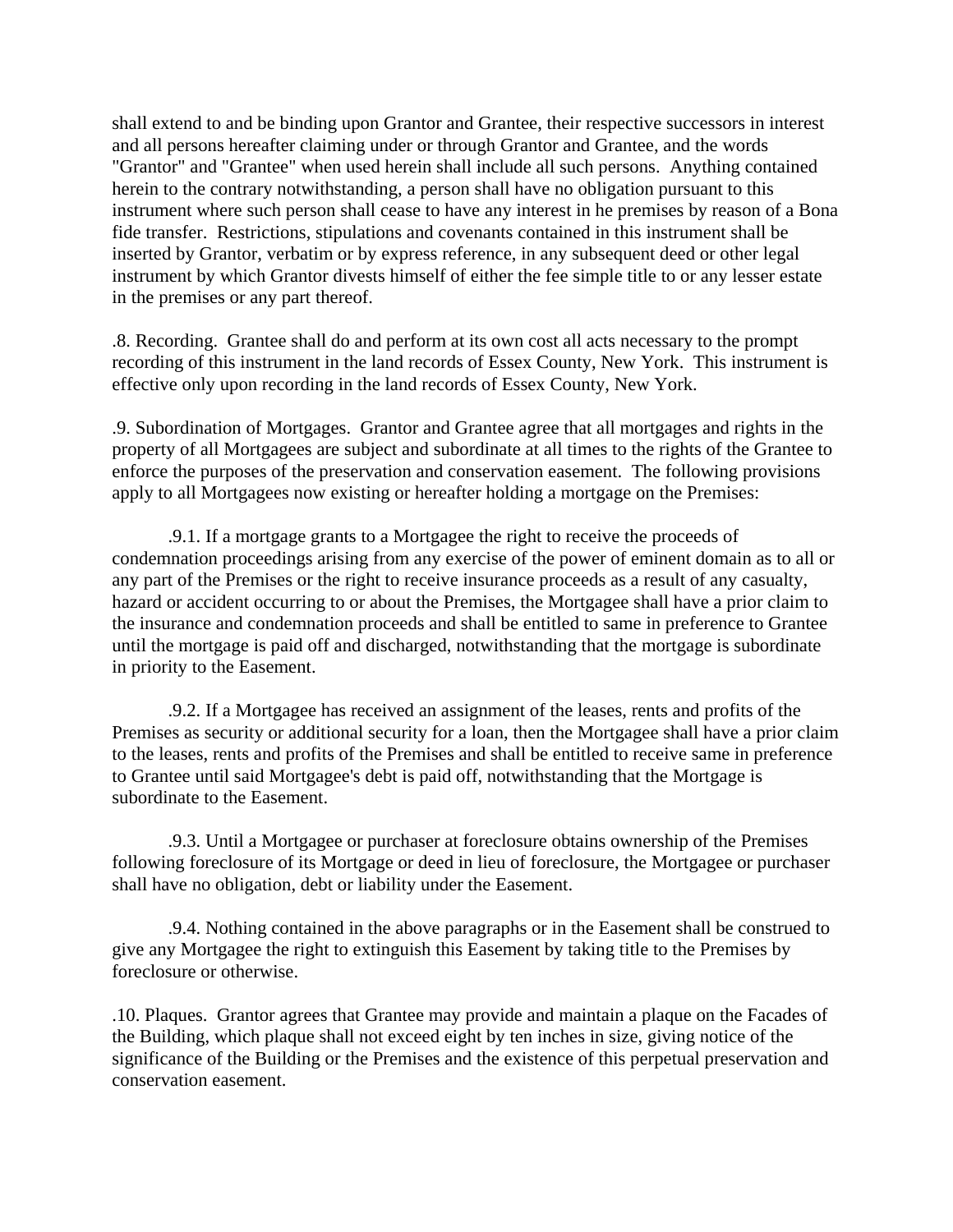shall extend to and be binding upon Grantor and Grantee, their respective successors in interest and all persons hereafter claiming under or through Grantor and Grantee, and the words "Grantor" and "Grantee" when used herein shall include all such persons. Anything contained herein to the contrary notwithstanding, a person shall have no obligation pursuant to this instrument where such person shall cease to have any interest in he premises by reason of a Bona fide transfer. Restrictions, stipulations and covenants contained in this instrument shall be inserted by Grantor, verbatim or by express reference, in any subsequent deed or other legal instrument by which Grantor divests himself of either the fee simple title to or any lesser estate in the premises or any part thereof.

.8. Recording. Grantee shall do and perform at its own cost all acts necessary to the prompt recording of this instrument in the land records of Essex County, New York. This instrument is effective only upon recording in the land records of Essex County, New York.

.9. Subordination of Mortgages. Grantor and Grantee agree that all mortgages and rights in the property of all Mortgagees are subject and subordinate at all times to the rights of the Grantee to enforce the purposes of the preservation and conservation easement. The following provisions apply to all Mortgagees now existing or hereafter holding a mortgage on the Premises:

.9.1. If a mortgage grants to a Mortgagee the right to receive the proceeds of condemnation proceedings arising from any exercise of the power of eminent domain as to all or any part of the Premises or the right to receive insurance proceeds as a result of any casualty, hazard or accident occurring to or about the Premises, the Mortgagee shall have a prior claim to the insurance and condemnation proceeds and shall be entitled to same in preference to Grantee until the mortgage is paid off and discharged, notwithstanding that the mortgage is subordinate in priority to the Easement.

.9.2. If a Mortgagee has received an assignment of the leases, rents and profits of the Premises as security or additional security for a loan, then the Mortgagee shall have a prior claim to the leases, rents and profits of the Premises and shall be entitled to receive same in preference to Grantee until said Mortgagee's debt is paid off, notwithstanding that the Mortgage is subordinate to the Easement.

.9.3. Until a Mortgagee or purchaser at foreclosure obtains ownership of the Premises following foreclosure of its Mortgage or deed in lieu of foreclosure, the Mortgagee or purchaser shall have no obligation, debt or liability under the Easement.

.9.4. Nothing contained in the above paragraphs or in the Easement shall be construed to give any Mortgagee the right to extinguish this Easement by taking title to the Premises by foreclosure or otherwise.

.10. Plaques. Grantor agrees that Grantee may provide and maintain a plaque on the Facades of the Building, which plaque shall not exceed eight by ten inches in size, giving notice of the significance of the Building or the Premises and the existence of this perpetual preservation and conservation easement.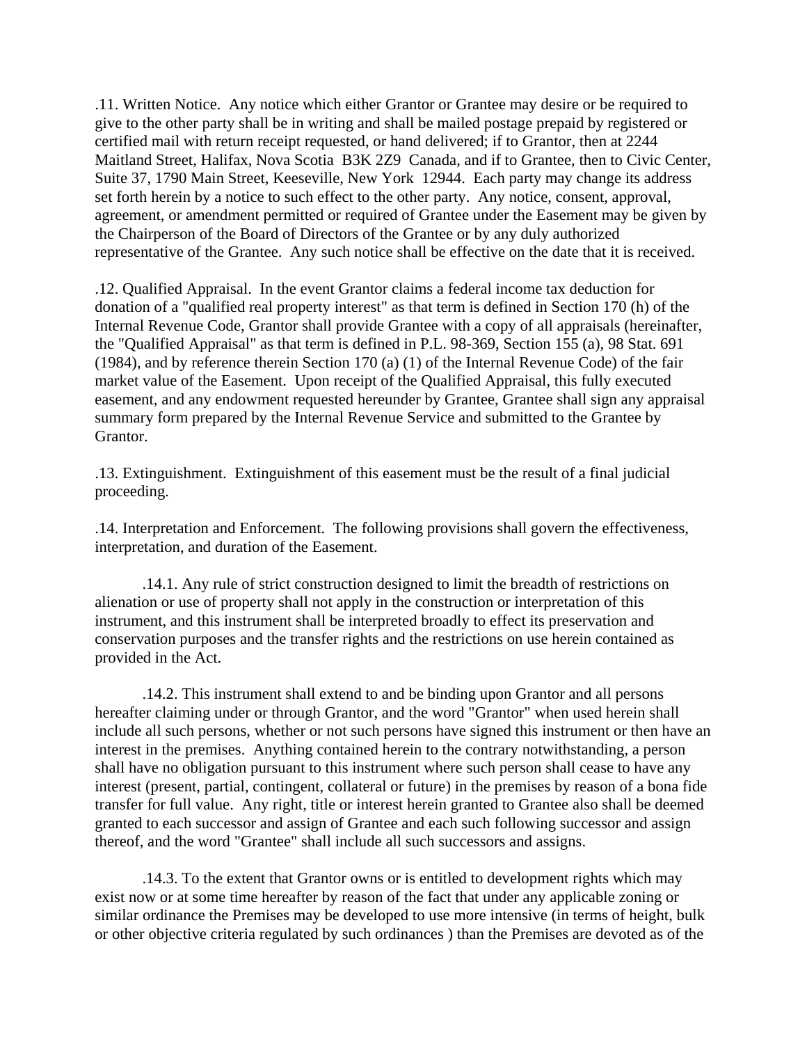.11. Written Notice. Any notice which either Grantor or Grantee may desire or be required to give to the other party shall be in writing and shall be mailed postage prepaid by registered or certified mail with return receipt requested, or hand delivered; if to Grantor, then at 2244 Maitland Street, Halifax, Nova Scotia B3K 2Z9 Canada, and if to Grantee, then to Civic Center, Suite 37, 1790 Main Street, Keeseville, New York 12944. Each party may change its address set forth herein by a notice to such effect to the other party. Any notice, consent, approval, agreement, or amendment permitted or required of Grantee under the Easement may be given by the Chairperson of the Board of Directors of the Grantee or by any duly authorized representative of the Grantee. Any such notice shall be effective on the date that it is received.

.12. Qualified Appraisal. In the event Grantor claims a federal income tax deduction for donation of a "qualified real property interest" as that term is defined in Section 170 (h) of the Internal Revenue Code, Grantor shall provide Grantee with a copy of all appraisals (hereinafter, the "Qualified Appraisal" as that term is defined in P.L. 98-369, Section 155 (a), 98 Stat. 691 (1984), and by reference therein Section 170 (a) (1) of the Internal Revenue Code) of the fair market value of the Easement. Upon receipt of the Qualified Appraisal, this fully executed easement, and any endowment requested hereunder by Grantee, Grantee shall sign any appraisal summary form prepared by the Internal Revenue Service and submitted to the Grantee by Grantor.

.13. Extinguishment. Extinguishment of this easement must be the result of a final judicial proceeding.

.14. Interpretation and Enforcement. The following provisions shall govern the effectiveness, interpretation, and duration of the Easement.

.14.1. Any rule of strict construction designed to limit the breadth of restrictions on alienation or use of property shall not apply in the construction or interpretation of this instrument, and this instrument shall be interpreted broadly to effect its preservation and conservation purposes and the transfer rights and the restrictions on use herein contained as provided in the Act.

.14.2. This instrument shall extend to and be binding upon Grantor and all persons hereafter claiming under or through Grantor, and the word "Grantor" when used herein shall include all such persons, whether or not such persons have signed this instrument or then have an interest in the premises. Anything contained herein to the contrary notwithstanding, a person shall have no obligation pursuant to this instrument where such person shall cease to have any interest (present, partial, contingent, collateral or future) in the premises by reason of a bona fide transfer for full value. Any right, title or interest herein granted to Grantee also shall be deemed granted to each successor and assign of Grantee and each such following successor and assign thereof, and the word "Grantee" shall include all such successors and assigns.

.14.3. To the extent that Grantor owns or is entitled to development rights which may exist now or at some time hereafter by reason of the fact that under any applicable zoning or similar ordinance the Premises may be developed to use more intensive (in terms of height, bulk or other objective criteria regulated by such ordinances ) than the Premises are devoted as of the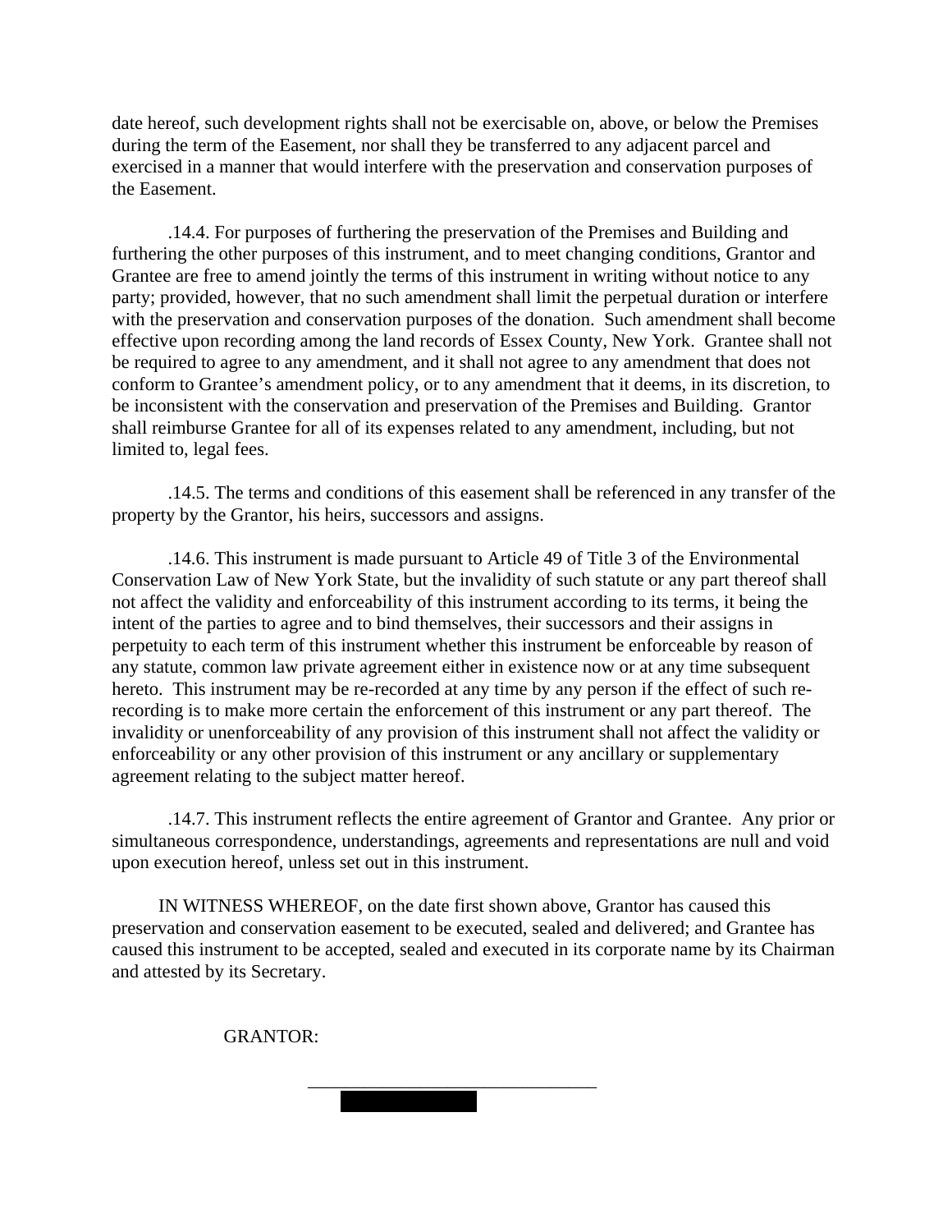date hereof, such development rights shall not be exercisable on, above, or below the Premises during the term of the Easement, nor shall they be transferred to any adjacent parcel and exercised in a manner that would interfere with the preservation and conservation purposes of the Easement.

.14.4. For purposes of furthering the preservation of the Premises and Building and furthering the other purposes of this instrument, and to meet changing conditions, Grantor and Grantee are free to amend jointly the terms of this instrument in writing without notice to any party; provided, however, that no such amendment shall limit the perpetual duration or interfere with the preservation and conservation purposes of the donation. Such amendment shall become effective upon recording among the land records of Essex County, New York. Grantee shall not be required to agree to any amendment, and it shall not agree to any amendment that does not conform to Grantee's amendment policy, or to any amendment that it deems, in its discretion, to be inconsistent with the conservation and preservation of the Premises and Building. Grantor shall reimburse Grantee for all of its expenses related to any amendment, including, but not limited to, legal fees.

.14.5. The terms and conditions of this easement shall be referenced in any transfer of the property by the Grantor, his heirs, successors and assigns.

.14.6. This instrument is made pursuant to Article 49 of Title 3 of the Environmental Conservation Law of New York State, but the invalidity of such statute or any part thereof shall not affect the validity and enforceability of this instrument according to its terms, it being the intent of the parties to agree and to bind themselves, their successors and their assigns in perpetuity to each term of this instrument whether this instrument be enforceable by reason of any statute, common law private agreement either in existence now or at any time subsequent hereto. This instrument may be re-recorded at any time by any person if the effect of such re-recording is to make more certain the enforcement of this instrument or any part thereof. The invalidity or unenforceability of any provision of this instrument shall not affect the validity or enforceability or any other provision of this instrument or any ancillary or supplementary agreement relating to the subject matter hereof.

.14.7. This instrument reflects the entire agreement of Grantor and Grantee. Any prior or simultaneous correspondence, understandings, agreements and representations are null and void upon execution hereof, unless set out in this instrument.

IN WITNESS WHEREOF, on the date first shown above, Grantor has caused this preservation and conservation easement to be executed, sealed and delivered; and Grantee has caused this instrument to be accepted, sealed and executed in its corporate name by its Chairman and attested by its Secretary.

GRANTOR:

\_\_\_\_\_\_\_\_\_\_\_\_\_\_\_\_\_\_\_\_\_\_\_\_\_\_\_\_\_\_\_\_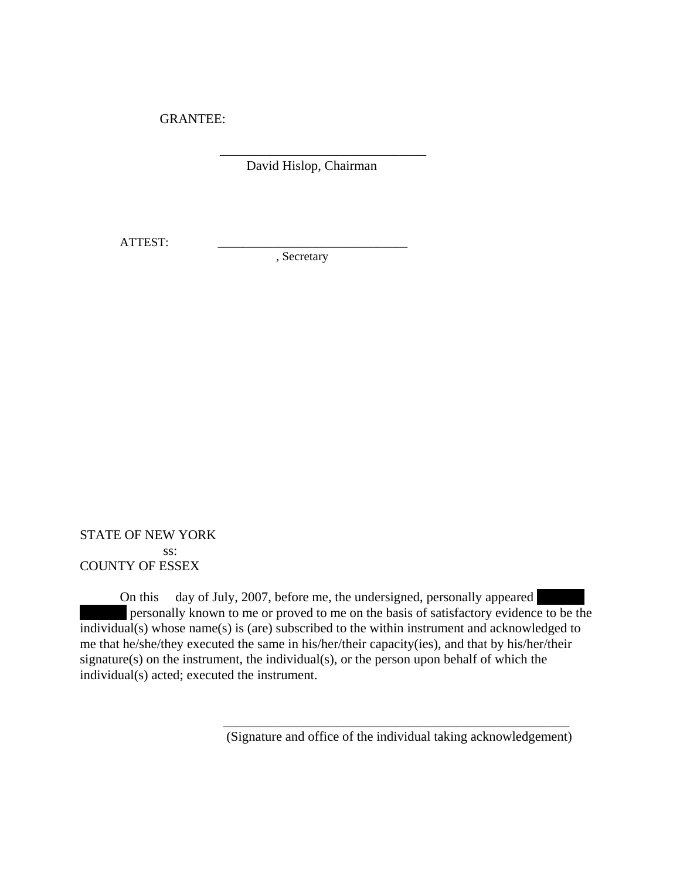GRANTEE:

\_\_\_\_\_\_\_\_\_\_\_\_\_\_\_\_\_\_\_\_\_\_\_\_\_\_\_\_\_\_\_\_\_\_
David Hislop, Chairman

ATTEST: \_\_\_\_\_\_\_\_\_\_\_\_\_\_\_\_\_\_\_\_\_\_\_\_\_\_\_\_\_\_\_\_
, Secretary

STATE OF NEW YORK
ss:
COUNTY OF ESSEX

On this day of July, 2007, before me, the undersigned, personally appeared ██████ ██████ personally known to me or proved to me on the basis of satisfactory evidence to be the individual(s) whose name(s) is (are) subscribed to the within instrument and acknowledged to me that he/she/they executed the same in his/her/their capacity(ies), and that by his/her/their signature(s) on the instrument, the individual(s), or the person upon behalf of which the individual(s) acted; executed the instrument.

\_\_\_\_\_\_\_\_\_\_\_\_\_\_\_\_\_\_\_\_\_\_\_\_\_\_\_\_\_\_\_\_\_\_\_\_\_\_\_\_\_\_\_\_\_\_\_\_\_\_\_\_\_\_
(Signature and office of the individual taking acknowledgement)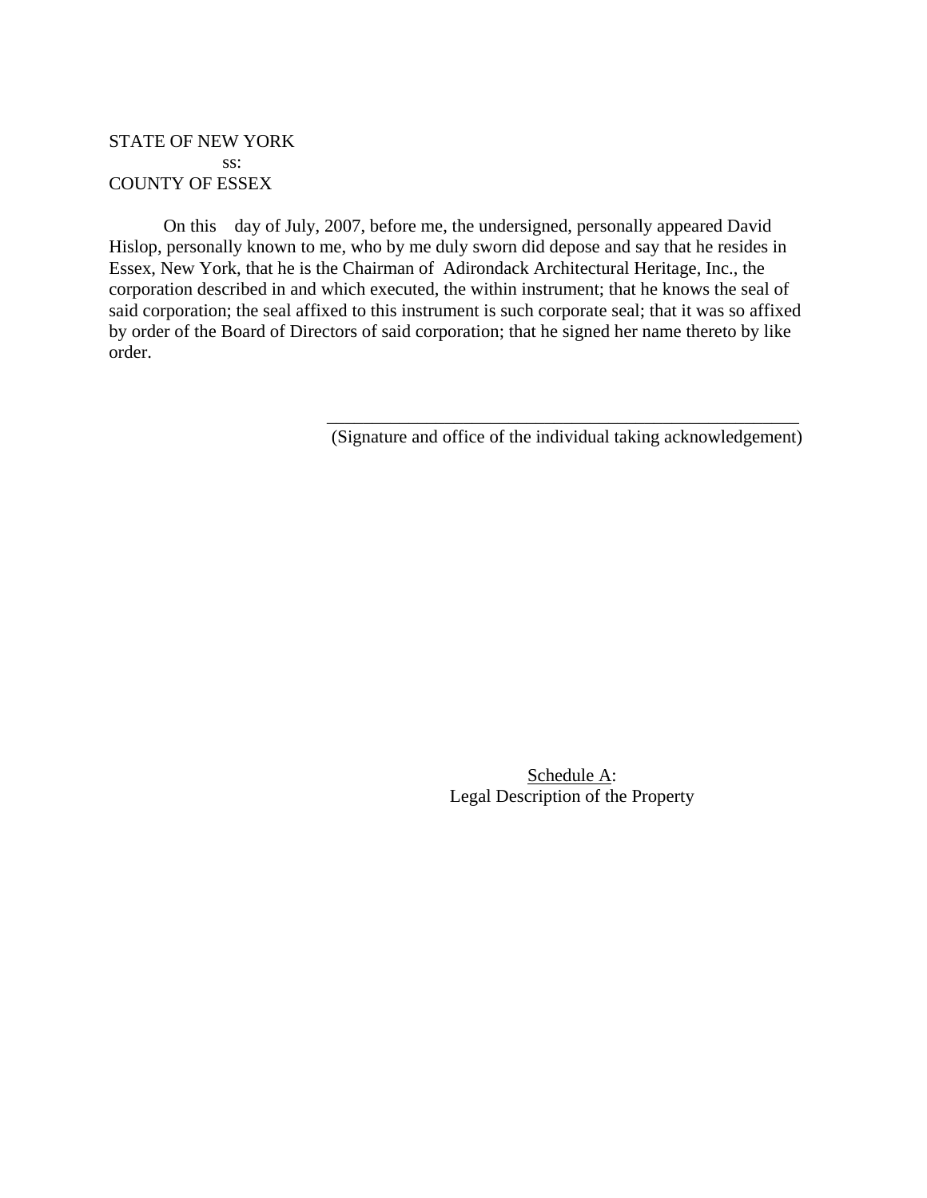STATE OF NEW YORK  
ss:  
COUNTY OF ESSEX

On this day of July, 2007, before me, the undersigned, personally appeared David Hislop, personally known to me, who by me duly sworn did depose and say that he resides in Essex, New York, that he is the Chairman of Adirondack Architectural Heritage, Inc., the corporation described in and which executed, the within instrument; that he knows the seal of said corporation; the seal affixed to this instrument is such corporate seal; that it was so affixed by order of the Board of Directors of said corporation; that he signed her name thereto by like order.

\_\_\_\_\_\_\_\_\_\_\_\_\_\_\_\_\_\_\_\_\_\_\_\_\_\_\_\_\_\_\_\_\_\_\_\_\_\_\_\_\_\_\_\_\_\_\_\_\_\_\_\_  
(Signature and office of the individual taking acknowledgement)

<u>Schedule A</u>:  
Legal Description of the Property